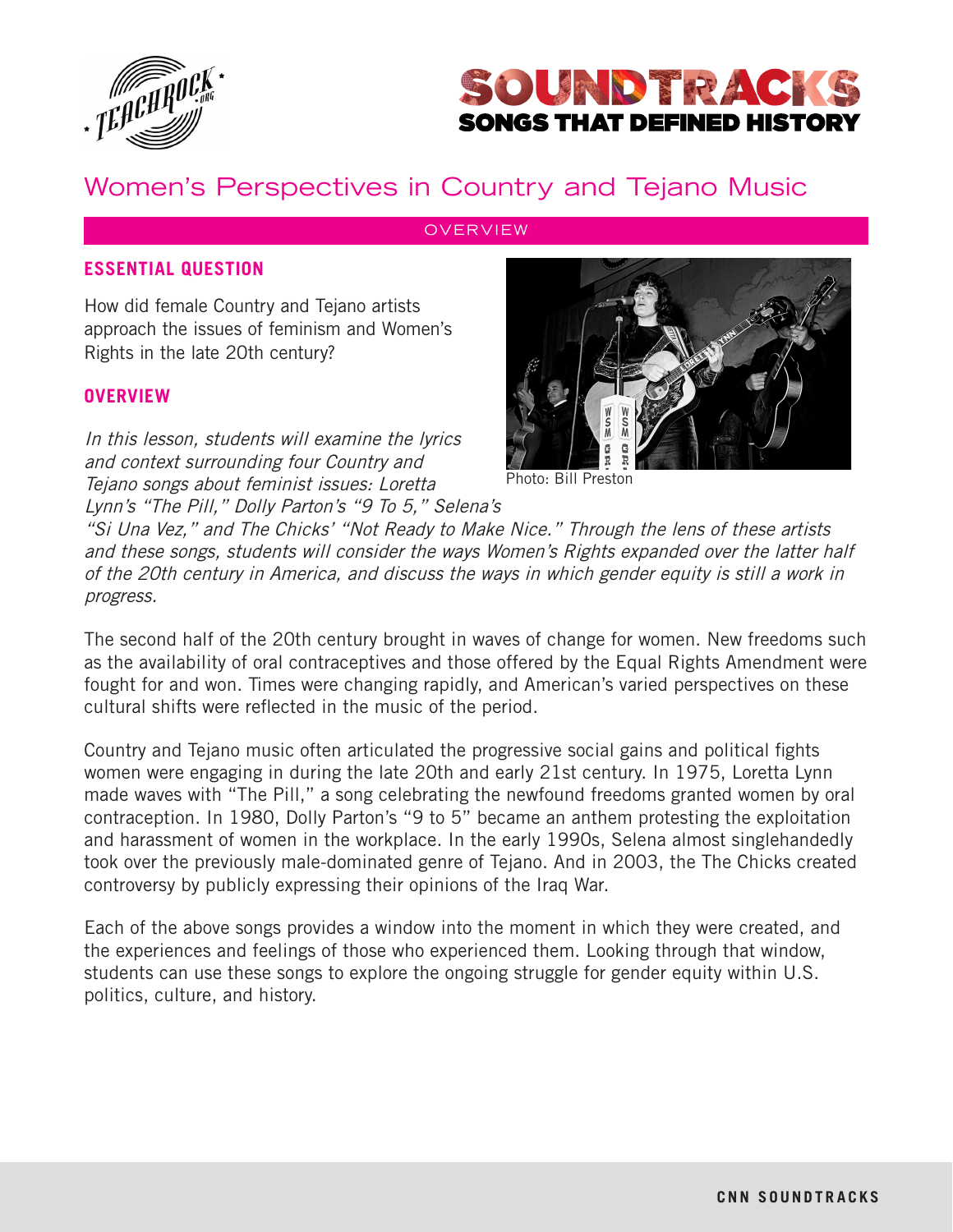# Women's Perspectives in Country and Tejano Music

## OVERVIEW

### ESSENTIAL QUESTION

How did female Country and Tejano artists approach the issues of feminism and Women's Rights in the late 20th century?

### OVERVIEW

Photo: Bill Preston

*In this lesson, students will examine the lyrics and context surrounding four Country and Tejano songs about feminist issues: Loretta Lynn's "The Pill," Dolly Parton's "9 To 5," Selena's "Si Una Vez," and The Chicks' "Not Ready to Make Nice." Through the lens of these artists and these songs, students will consider the ways Women's Rights expanded over the latter half of the 20th century in America, and discuss the ways in which gender equity is still a work in progress.*

The second half of the 20th century brought in waves of change for women. New freedoms such as the availability of oral contraceptives and those offered by the Equal Rights Amendment were fought for and won. Times were changing rapidly, and American's varied perspectives on these cultural shifts were reflected in the music of the period.

Country and Tejano music often articulated the progressive social gains and political fights women were engaging in during the late 20th and early 21st century. In 1975, Loretta Lynn made waves with "The Pill," a song celebrating the newfound freedoms granted women by oral contraception. In 1980, Dolly Parton's "9 to 5" became an anthem protesting the exploitation and harassment of women in the workplace. In the early 1990s, Selena almost singlehandedly took over the previously male-dominated genre of Tejano. And in 2003, the The Chicks created controversy by publicly expressing their opinions of the Iraq War.

Each of the above songs provides a window into the moment in which they were created, and the experiences and feelings of those who experienced them. Looking through that window, students can use these songs to explore the ongoing struggle for gender equity within U.S. politics, culture, and history.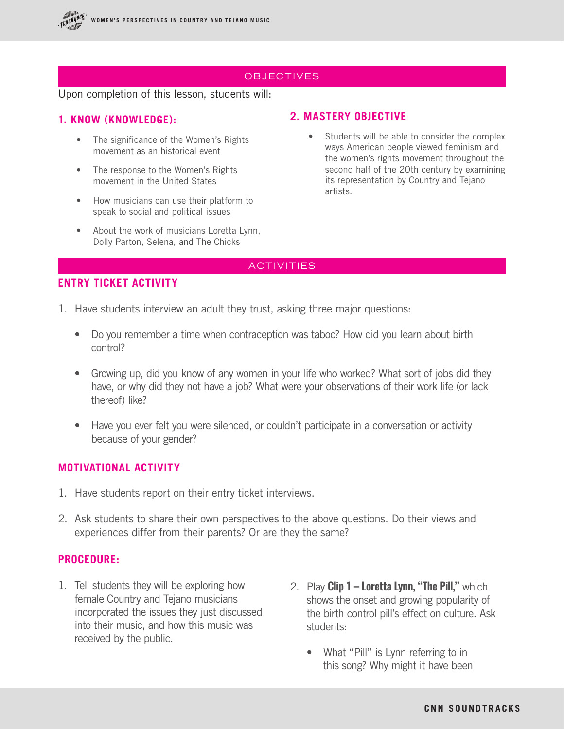## OBJECTIVES

Upon completion of this lesson, students will:

### 1. KNOW (KNOWLEDGE):

- The significance of the Women's Rights movement as an historical event
- The response to the Women's Rights movement in the United States
- How musicians can use their platform to speak to social and political issues
- About the work of musicians Loretta Lynn, Dolly Parton, Selena, and The Chicks

### 2. MASTERY OBJECTIVE

- Students will be able to consider the complex ways American people viewed feminism and the women's rights movement throughout the second half of the 20th century by examining its representation by Country and Tejano artists.

## ACTIVITIES

### ENTRY TICKET ACTIVITY

1. Have students interview an adult they trust, asking three major questions:
    - Do you remember a time when contraception was taboo? How did you learn about birth control?
    - Growing up, did you know of any women in your life who worked? What sort of jobs did they have, or why did they not have a job? What were your observations of their work life (or lack thereof) like?
    - Have you ever felt you were silenced, or couldn't participate in a conversation or activity because of your gender?

### MOTIVATIONAL ACTIVITY

1. Have students report on their entry ticket interviews.
2. Ask students to share their own perspectives to the above questions. Do their views and experiences differ from their parents? Or are they the same?

### PROCEDURE:

1. Tell students they will be exploring how female Country and Tejano musicians incorporated the issues they just discussed into their music, and how this music was received by the public.
2. Play **Clip 1 – Loretta Lynn, "The Pill,"** which shows the onset and growing popularity of the birth control pill's effect on culture. Ask students:
    - What "Pill" is Lynn referring to in this song? Why might it have been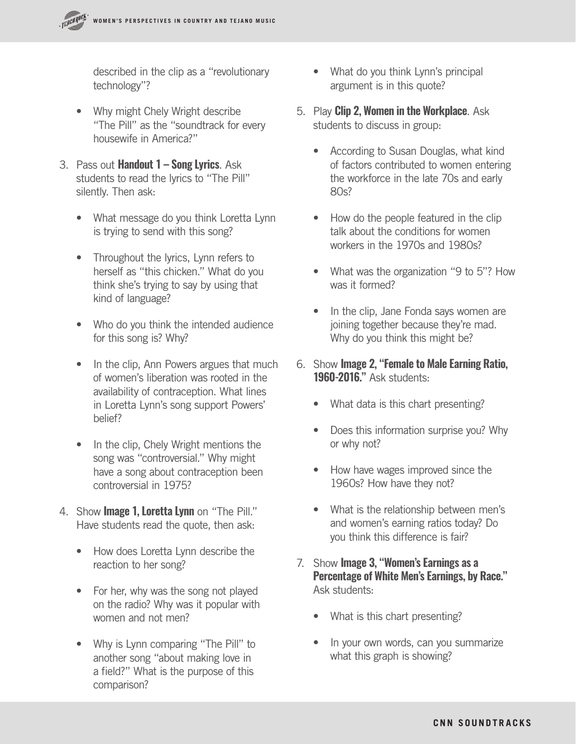described in the clip as a "revolutionary technology"?

- Why might Chely Wright describe "The Pill" as the "soundtrack for every housewife in America?"

3. Pass out **Handout 1 – Song Lyrics**. Ask students to read the lyrics to "The Pill" silently. Then ask:

   - What message do you think Loretta Lynn is trying to send with this song?
   - Throughout the lyrics, Lynn refers to herself as "this chicken." What do you think she's trying to say by using that kind of language?
   - Who do you think the intended audience for this song is? Why?
   - In the clip, Ann Powers argues that much of women's liberation was rooted in the availability of contraception. What lines in Loretta Lynn's song support Powers' belief?
   - In the clip, Chely Wright mentions the song was "controversial." Why might have a song about contraception been controversial in 1975?

4. Show **Image 1, Loretta Lynn** on "The Pill." Have students read the quote, then ask:

   - How does Loretta Lynn describe the reaction to her song?
   - For her, why was the song not played on the radio? Why was it popular with women and not men?
   - Why is Lynn comparing "The Pill" to another song "about making love in a field?" What is the purpose of this comparison?
   - What do you think Lynn's principal argument is in this quote?

5. Play **Clip 2, Women in the Workplace**. Ask students to discuss in group:

   - According to Susan Douglas, what kind of factors contributed to women entering the workforce in the late 70s and early 80s?
   - How do the people featured in the clip talk about the conditions for women workers in the 1970s and 1980s?
   - What was the organization "9 to 5"? How was it formed?
   - In the clip, Jane Fonda says women are joining together because they're mad. Why do you think this might be?

6. Show **Image 2, "Female to Male Earning Ratio, 1960-2016."** Ask students:

   - What data is this chart presenting?
   - Does this information surprise you? Why or why not?
   - How have wages improved since the 1960s? How have they not?
   - What is the relationship between men's and women's earning ratios today? Do you think this difference is fair?

7. Show **Image 3, "Women's Earnings as a Percentage of White Men's Earnings, by Race."** Ask students:

   - What is this chart presenting?
   - In your own words, can you summarize what this graph is showing?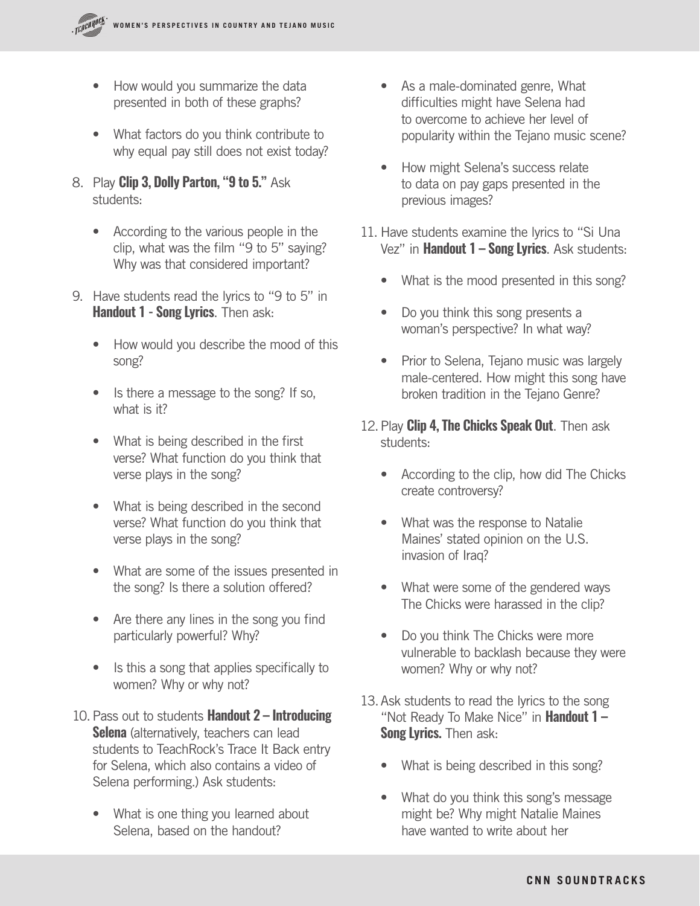- How would you summarize the data presented in both of these graphs?
- What factors do you think contribute to why equal pay still does not exist today?

8. Play **Clip 3, Dolly Parton, "9 to 5."** Ask students:

   - According to the various people in the clip, what was the film "9 to 5" saying? Why was that considered important?

9. Have students read the lyrics to "9 to 5" in **Handout 1 - Song Lyrics**. Then ask:

   - How would you describe the mood of this song?
   - Is there a message to the song? If so, what is it?
   - What is being described in the first verse? What function do you think that verse plays in the song?
   - What is being described in the second verse? What function do you think that verse plays in the song?
   - What are some of the issues presented in the song? Is there a solution offered?
   - Are there any lines in the song you find particularly powerful? Why?
   - Is this a song that applies specifically to women? Why or why not?

10. Pass out to students **Handout 2 – Introducing Selena** (alternatively, teachers can lead students to TeachRock's Trace It Back entry for Selena, which also contains a video of Selena performing.) Ask students:

    - What is one thing you learned about Selena, based on the handout?
    - As a male-dominated genre, What difficulties might have Selena had to overcome to achieve her level of popularity within the Tejano music scene?
    - How might Selena's success relate to data on pay gaps presented in the previous images?

11. Have students examine the lyrics to "Si Una Vez" in **Handout 1 – Song Lyrics**. Ask students:

    - What is the mood presented in this song?
    - Do you think this song presents a woman's perspective? In what way?
    - Prior to Selena, Tejano music was largely male-centered. How might this song have broken tradition in the Tejano Genre?

12. Play **Clip 4, The Chicks Speak Out**. Then ask students:

    - According to the clip, how did The Chicks create controversy?
    - What was the response to Natalie Maines' stated opinion on the U.S. invasion of Iraq?
    - What were some of the gendered ways The Chicks were harassed in the clip?
    - Do you think The Chicks were more vulnerable to backlash because they were women? Why or why not?

13. Ask students to read the lyrics to the song "Not Ready To Make Nice" in **Handout 1 – Song Lyrics.** Then ask:

    - What is being described in this song?
    - What do you think this song's message might be? Why might Natalie Maines have wanted to write about her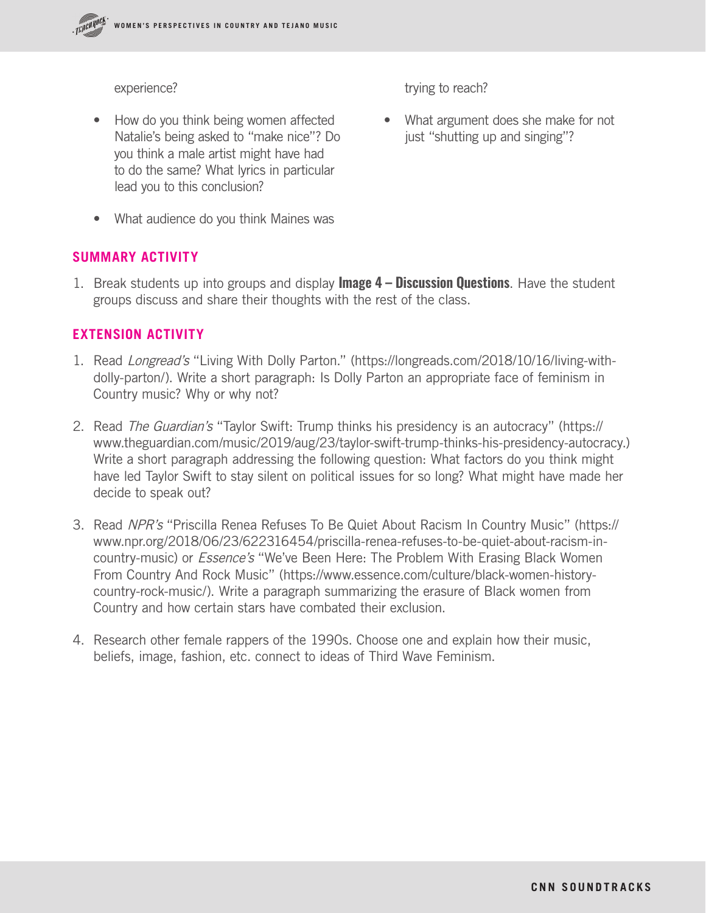experience?

- How do you think being women affected Natalie's being asked to "make nice"? Do you think a male artist might have had to do the same? What lyrics in particular lead you to this conclusion?
- What audience do you think Maines was trying to reach?
- What argument does she make for not just "shutting up and singing"?

## SUMMARY ACTIVITY

1. Break students up into groups and display **Image 4 – Discussion Questions**. Have the student groups discuss and share their thoughts with the rest of the class.

## EXTENSION ACTIVITY

1. Read *Longread's* "Living With Dolly Parton." (https://longreads.com/2018/10/16/living-with-dolly-parton/). Write a short paragraph: Is Dolly Parton an appropriate face of feminism in Country music? Why or why not?
2. Read *The Guardian's* "Taylor Swift: Trump thinks his presidency is an autocracy" (https://www.theguardian.com/music/2019/aug/23/taylor-swift-trump-thinks-his-presidency-autocracy.) Write a short paragraph addressing the following question: What factors do you think might have led Taylor Swift to stay silent on political issues for so long? What might have made her decide to speak out?
3. Read *NPR's* "Priscilla Renea Refuses To Be Quiet About Racism In Country Music" (https://www.npr.org/2018/06/23/622316454/priscilla-renea-refuses-to-be-quiet-about-racism-in-country-music) or *Essence's* "We've Been Here: The Problem With Erasing Black Women From Country And Rock Music" (https://www.essence.com/culture/black-women-history-country-rock-music/). Write a paragraph summarizing the erasure of Black women from Country and how certain stars have combated their exclusion.
4. Research other female rappers of the 1990s. Choose one and explain how their music, beliefs, image, fashion, etc. connect to ideas of Third Wave Feminism.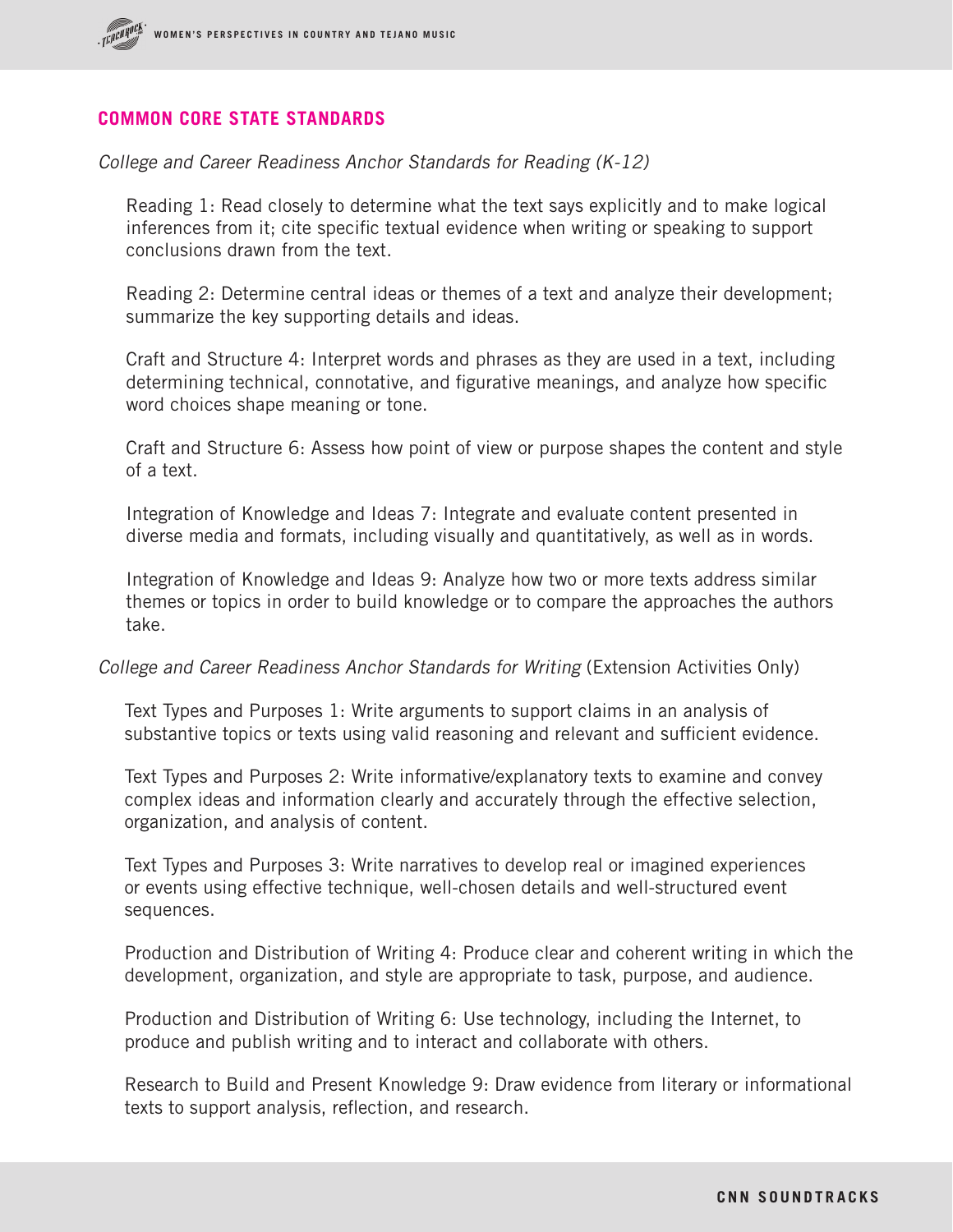## COMMON CORE STATE STANDARDS

*College and Career Readiness Anchor Standards for Reading (K-12)*

Reading 1: Read closely to determine what the text says explicitly and to make logical inferences from it; cite specific textual evidence when writing or speaking to support conclusions drawn from the text.

Reading 2: Determine central ideas or themes of a text and analyze their development; summarize the key supporting details and ideas.

Craft and Structure 4: Interpret words and phrases as they are used in a text, including determining technical, connotative, and figurative meanings, and analyze how specific word choices shape meaning or tone.

Craft and Structure 6: Assess how point of view or purpose shapes the content and style of a text.

Integration of Knowledge and Ideas 7: Integrate and evaluate content presented in diverse media and formats, including visually and quantitatively, as well as in words.

Integration of Knowledge and Ideas 9: Analyze how two or more texts address similar themes or topics in order to build knowledge or to compare the approaches the authors take.

*College and Career Readiness Anchor Standards for Writing* (Extension Activities Only)

Text Types and Purposes 1: Write arguments to support claims in an analysis of substantive topics or texts using valid reasoning and relevant and sufficient evidence.

Text Types and Purposes 2: Write informative/explanatory texts to examine and convey complex ideas and information clearly and accurately through the effective selection, organization, and analysis of content.

Text Types and Purposes 3: Write narratives to develop real or imagined experiences or events using effective technique, well-chosen details and well-structured event sequences.

Production and Distribution of Writing 4: Produce clear and coherent writing in which the development, organization, and style are appropriate to task, purpose, and audience.

Production and Distribution of Writing 6: Use technology, including the Internet, to produce and publish writing and to interact and collaborate with others.

Research to Build and Present Knowledge 9: Draw evidence from literary or informational texts to support analysis, reflection, and research.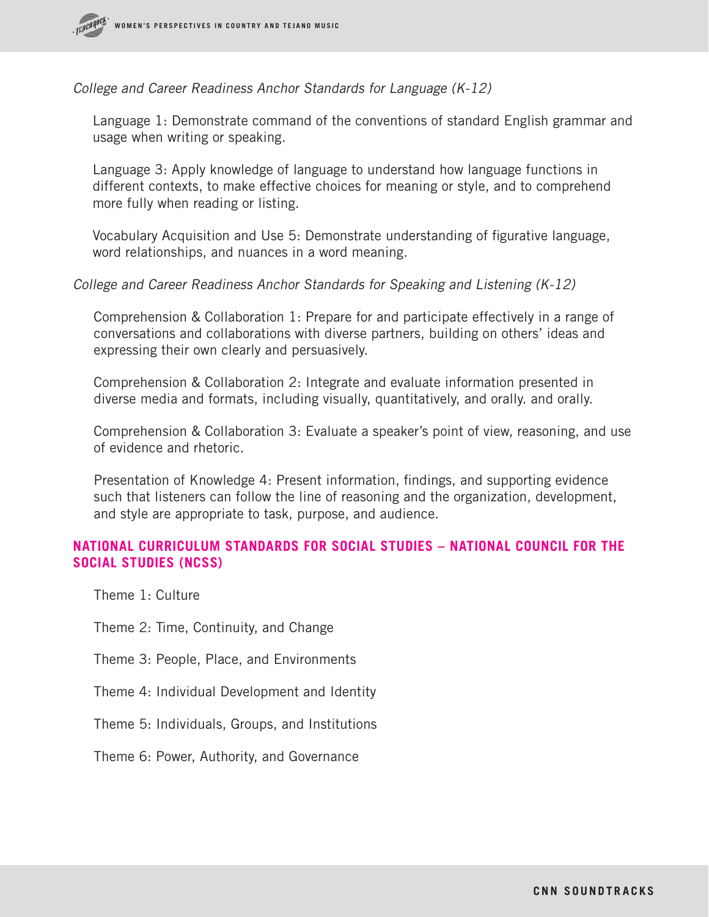*College and Career Readiness Anchor Standards for Language (K-12)*

Language 1: Demonstrate command of the conventions of standard English grammar and usage when writing or speaking.

Language 3: Apply knowledge of language to understand how language functions in different contexts, to make effective choices for meaning or style, and to comprehend more fully when reading or listing.

Vocabulary Acquisition and Use 5: Demonstrate understanding of figurative language, word relationships, and nuances in a word meaning.

*College and Career Readiness Anchor Standards for Speaking and Listening (K-12)*

Comprehension & Collaboration 1: Prepare for and participate effectively in a range of conversations and collaborations with diverse partners, building on others' ideas and expressing their own clearly and persuasively.

Comprehension & Collaboration 2: Integrate and evaluate information presented in diverse media and formats, including visually, quantitatively, and orally. and orally.

Comprehension & Collaboration 3: Evaluate a speaker's point of view, reasoning, and use of evidence and rhetoric.

Presentation of Knowledge 4: Present information, findings, and supporting evidence such that listeners can follow the line of reasoning and the organization, development, and style are appropriate to task, purpose, and audience.

## NATIONAL CURRICULUM STANDARDS FOR SOCIAL STUDIES – NATIONAL COUNCIL FOR THE SOCIAL STUDIES (NCSS)

Theme 1: Culture

Theme 2: Time, Continuity, and Change

Theme 3: People, Place, and Environments

Theme 4: Individual Development and Identity

Theme 5: Individuals, Groups, and Institutions

Theme 6: Power, Authority, and Governance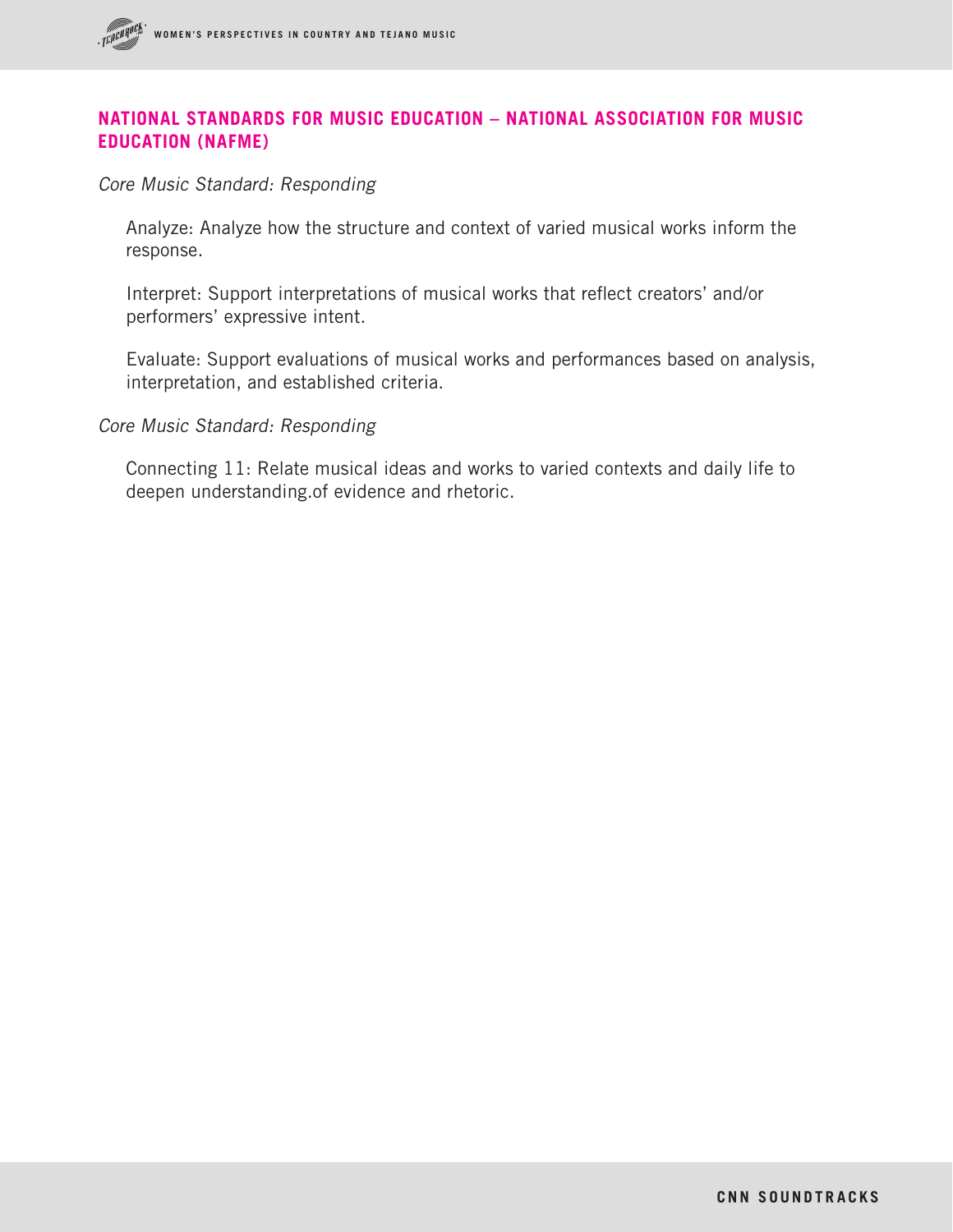## NATIONAL STANDARDS FOR MUSIC EDUCATION – NATIONAL ASSOCIATION FOR MUSIC EDUCATION (NAFME)

*Core Music Standard: Responding*

Analyze: Analyze how the structure and context of varied musical works inform the response.

Interpret: Support interpretations of musical works that reflect creators' and/or performers' expressive intent.

Evaluate: Support evaluations of musical works and performances based on analysis, interpretation, and established criteria.

*Core Music Standard: Responding*

Connecting 11: Relate musical ideas and works to varied contexts and daily life to deepen understanding.of evidence and rhetoric.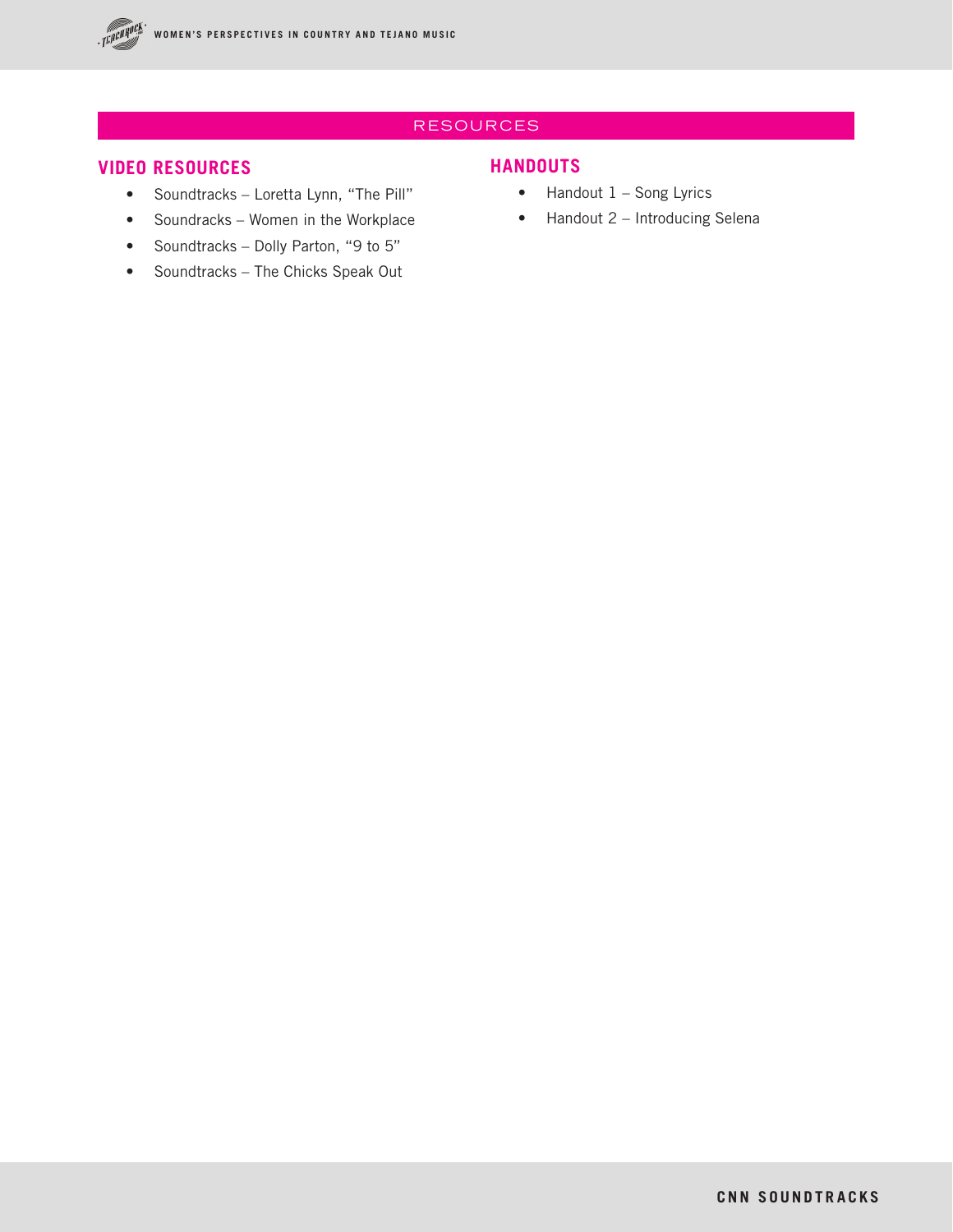## RESOURCES

### VIDEO RESOURCES

- Soundtracks – Loretta Lynn, “The Pill”
- Soundracks – Women in the Workplace
- Soundtracks – Dolly Parton, “9 to 5”
- Soundtracks – The Chicks Speak Out

### HANDOUTS

- Handout 1 – Song Lyrics
- Handout 2 – Introducing Selena